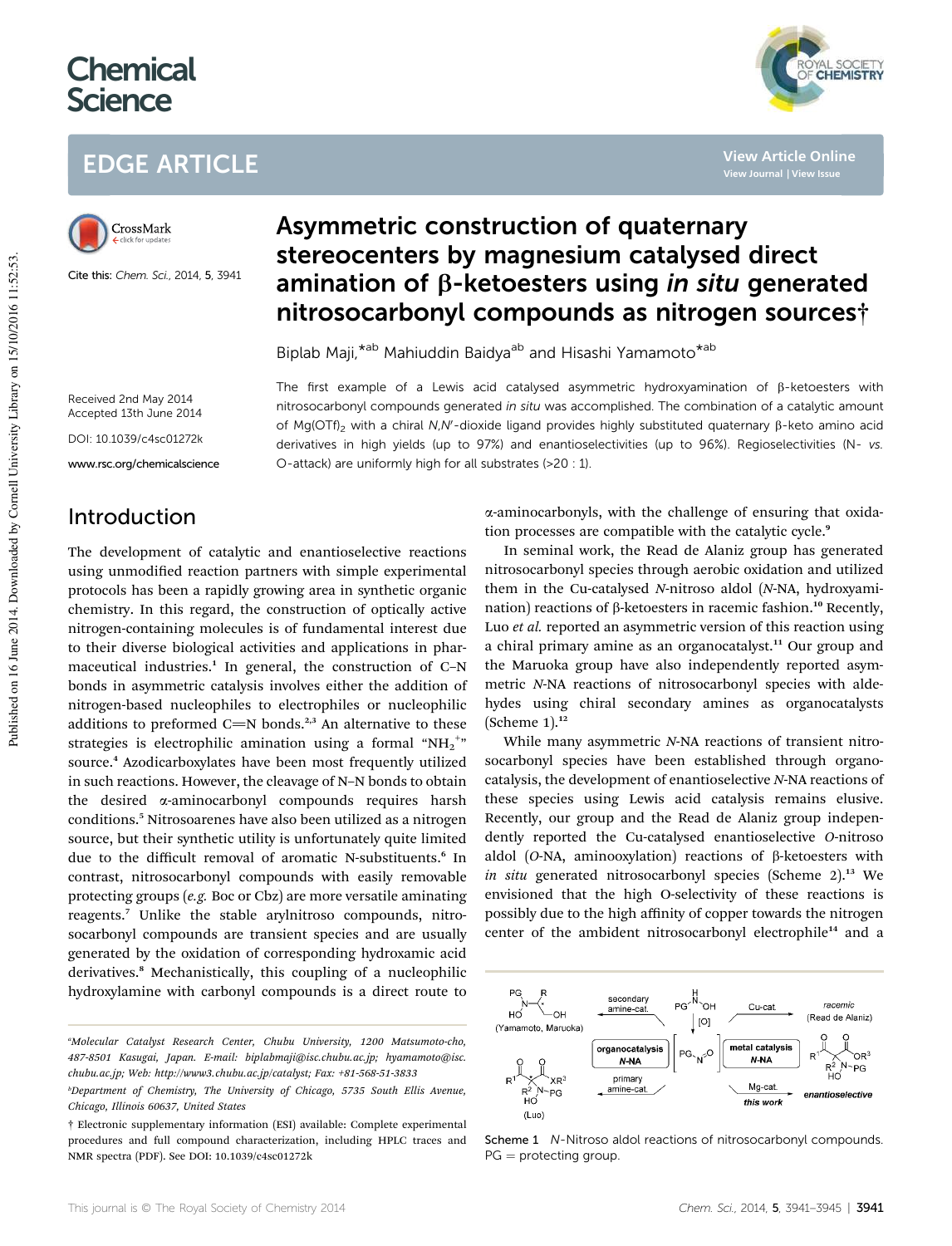# Chemical Science

## EDGE ARTICLE

Cite this: *Chem. Sci.*, 2014, 5, 3941

Received 2nd May 2014
Accepted 13th June 2014

DOI: 10.1039/c4sc01272k

www.rsc.org/chemicalscience

# Asymmetric construction of quaternary stereocenters by magnesium catalysed direct amination of β-ketoesters using *in situ* generated nitrosocarbonyl compounds as nitrogen sources†

Biplab Maji,\*[ab] Mahiuddin Baidya[ab] and Hisashi Yamamoto\*[ab]

The first example of a Lewis acid catalysed asymmetric hydroxyamination of β-ketoesters with nitrosocarbonyl compounds generated *in situ* was accomplished. The combination of a catalytic amount of $Mg(OTf)_2$ with a chiral *N*,*N*′-dioxide ligand provides highly substituted quaternary β-keto amino acid derivatives in high yields (up to 97%) and enantioselectivities (up to 96%). Regioselectivities (N- *vs.* O-attack) are uniformly high for all substrates (>20 : 1).

## Introduction

The development of catalytic and enantioselective reactions using unmodified reaction partners with simple experimental protocols has been a rapidly growing area in synthetic organic chemistry. In this regard, the construction of optically active nitrogen-containing molecules is of fundamental interest due to their diverse biological activities and applications in pharmaceutical industries.[1] In general, the construction of C–N bonds in asymmetric catalysis involves either the addition of nitrogen-based nucleophiles to electrophiles or nucleophilic additions to preformed C=N bonds.[2,3] An alternative to these strategies is electrophilic amination using a formal "$NH_2^+$" source.[4] Azodicarboxylates have been most frequently utilized in such reactions. However, the cleavage of N–N bonds to obtain the desired α-aminocarbonyl compounds requires harsh conditions.[5] Nitrosoarenes have also been utilized as a nitrogen source, but their synthetic utility is unfortunately quite limited due to the difficult removal of aromatic N-substituents.[6] In contrast, nitrosocarbonyl compounds with easily removable protecting groups (*e.g.* Boc or Cbz) are more versatile aminating reagents.[7] Unlike the stable arylnitroso compounds, nitrosocarbonyl compounds are transient species and are usually generated by the oxidation of corresponding hydroxamic acid derivatives.[8] Mechanistically, this coupling of a nucleophilic hydroxylamine with carbonyl compounds is a direct route to α-aminocarbonyls, with the challenge of ensuring that oxidation processes are compatible with the catalytic cycle.[9]

In seminal work, the Read de Alaniz group has generated nitrosocarbonyl species through aerobic oxidation and utilized them in the Cu-catalysed *N*-nitroso aldol (*N*-NA, hydroxyamination) reactions of β-ketoesters in racemic fashion.[10] Recently, Luo *et al.* reported an asymmetric version of this reaction using a chiral primary amine as an organocatalyst.[11] Our group and the Maruoka group have also independently reported asymmetric *N*-NA reactions of nitrosocarbonyl species with aldehydes using chiral secondary amines as organocatalysts (Scheme 1).[12]

While many asymmetric *N*-NA reactions of transient nitrosocarbonyl species have been established through organocatalysis, the development of enantioselective *N*-NA reactions of these species using Lewis acid catalysis remains elusive. Recently, our group and the Read de Alaniz group independently reported the Cu-catalysed enantioselective *O*-nitroso aldol (*O*-NA, aminooxylation) reactions of β-ketoesters with *in situ* generated nitrosocarbonyl species (Scheme 2).[13] We envisioned that the high O-selectivity of these reactions is possibly due to the high affinity of copper towards the nitrogen center of the ambident nitrosocarbonyl electrophile[14] and a

Scheme 1 *N*-Nitroso aldol reactions of nitrosocarbonyl compounds. PG = protecting group.

[a] Molecular Catalyst Research Center, Chubu University, 1200 Matsumoto-cho, 487-8501 Kasugai, Japan. E-mail: biplabmaji@isc.chubu.ac.jp; hyamamoto@isc.chubu.ac.jp; Web: http://www3.chubu.ac.jp/catalyst; Fax: +81-568-51-3833

[b] Department of Chemistry, The University of Chicago, 5735 South Ellis Avenue, Chicago, Illinois 60637, United States

† Electronic supplementary information (ESI) available: Complete experimental procedures and full compound characterization, including HPLC traces and NMR spectra (PDF). See DOI: 10.1039/c4sc01272k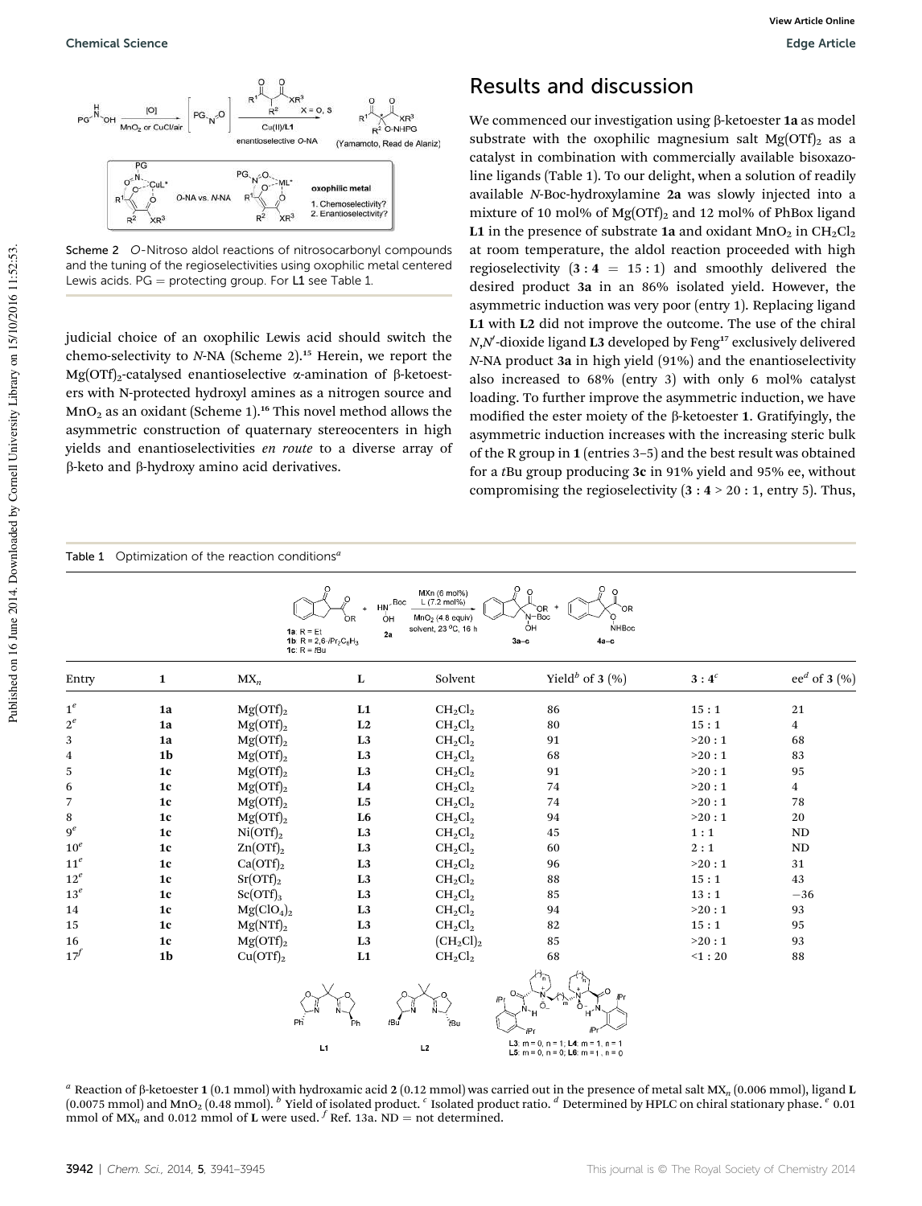Scheme 2 *O*-Nitroso aldol reactions of nitrosocarbonyl compounds and the tuning of the regioselectivities using oxophilic metal centered Lewis acids. PG = protecting group. For **L1** see Table 1.

judicial choice of an oxophilic Lewis acid should switch the chemo-selectivity to *N*-NA (Scheme 2).[15] Herein, we report the $Mg(OTf)_2$-catalysed enantioselective α-amination of β-ketoesters with N-protected hydroxyl amines as a nitrogen source and $MnO_2$ as an oxidant (Scheme 1).[16] This novel method allows the asymmetric construction of quaternary stereocenters in high yields and enantioselectivities *en route* to a diverse array of β-keto and β-hydroxy amino acid derivatives.

## Results and discussion

We commenced our investigation using β-ketoester **1a** as model substrate with the oxophilic magnesium salt $Mg(OTf)_2$ as a catalyst in combination with commercially available bisoxazoline ligands (Table 1). To our delight, when a solution of readily available *N*-Boc-hydroxylamine **2a** was slowly injected into a mixture of 10 mol% of $Mg(OTf)_2$ and 12 mol% of PhBox ligand **L1** in the presence of substrate **1a** and oxidant $MnO_2$ in $CH_2Cl_2$ at room temperature, the aldol reaction proceeded with high regioselectivity (**3** : **4** = 15 : 1) and smoothly delivered the desired product **3a** in an 86% isolated yield. However, the asymmetric induction was very poor (entry 1). Replacing ligand **L1** with **L2** did not improve the outcome. The use of the chiral *N*,*N*′-dioxide ligand **L3** developed by Feng[17] exclusively delivered *N*-NA product **3a** in high yield (91%) and the enantioselectivity also increased to 68% (entry 3) with only 6 mol% catalyst loading. To further improve the asymmetric induction, we have modified the ester moiety of the β-ketoester **1**. Gratifyingly, the asymmetric induction increases with the increasing steric bulk of the R group in **1** (entries 3–5) and the best result was obtained for a *t*Bu group producing **3c** in 91% yield and 95% ee, without compromising the regioselectivity (**3** : **4** > 20 : 1, entry 5). Thus,

Table 1 Optimization of the reaction conditions[a]

| Entry | 1 | $MX_n$ | L | Solvent | Yield[b] of 3 (%) | 3 : 4[c] | ee[d] of 3 (%) |
|---|---|---|---|---|---|---|---|
| 1[e] | 1a | $Mg(OTf)_2$ | L1 | $CH_2Cl_2$ | 86 | 15 : 1 | 21 |
| 2[e] | 1a | $Mg(OTf)_2$ | L2 | $CH_2Cl_2$ | 80 | 15 : 1 | 4 |
| 3 | 1a | $Mg(OTf)_2$ | L3 | $CH_2Cl_2$ | 91 | >20 : 1 | 68 |
| 4 | 1b | $Mg(OTf)_2$ | L3 | $CH_2Cl_2$ | 68 | >20 : 1 | 83 |
| 5 | 1c | $Mg(OTf)_2$ | L3 | $CH_2Cl_2$ | 91 | >20 : 1 | 95 |
| 6 | 1c | $Mg(OTf)_2$ | L4 | $CH_2Cl_2$ | 74 | >20 : 1 | 4 |
| 7 | 1c | $Mg(OTf)_2$ | L5 | $CH_2Cl_2$ | 74 | >20 : 1 | 78 |
| 8 | 1c | $Mg(OTf)_2$ | L6 | $CH_2Cl_2$ | 94 | >20 : 1 | 20 |
| 9[e] | 1c | $Ni(OTf)_2$ | L3 | $CH_2Cl_2$ | 45 | 1 : 1 | ND |
| 10[e] | 1c | $Zn(OTf)_2$ | L3 | $CH_2Cl_2$ | 60 | 2 : 1 | ND |
| 11[e] | 1c | $Ca(OTf)_2$ | L3 | $CH_2Cl_2$ | 96 | >20 : 1 | 31 |
| 12[e] | 1c | $Sr(OTf)_2$ | L3 | $CH_2Cl_2$ | 88 | 15 : 1 | 43 |
| 13[e] | 1c | $Sc(OTf)_3$ | L3 | $CH_2Cl_2$ | 85 | 13 : 1 | −36 |
| 14 | 1c | $Mg(ClO_4)_2$ | L3 | $CH_2Cl_2$ | 94 | >20 : 1 | 93 |
| 15 | 1c | $Mg(NTf)_2$ | L3 | $CH_2Cl_2$ | 82 | 15 : 1 | 95 |
| 16 | 1c | $Mg(OTf)_2$ | L3 | $(CH_2Cl)_2$ | 85 | >20 : 1 | 93 |
| 17[f] | 1b | $Cu(OTf)_2$ | L1 | $CH_2Cl_2$ | 68 | <1 : 20 | 88 |

**1a**: R = Et; **1b**: R = 2,6-*i*$Pr_2C_6H_3$; **1c**: R = *t*Bu. Conditions: $MX_n$ (6 mol%), L (7.2 mol%), $MnO_2$ (4.8 equiv), solvent, 23 °C, 16 h.

**L3**: m = 0, n = 1; **L4**: m = 1, n = 1; **L5**: m = 0, n = 0; **L6**: m = 1, n = 0

[a] Reaction of β-ketoester **1** (0.1 mmol) with hydroxamic acid **2** (0.12 mmol) was carried out in the presence of metal salt $MX_n$ (0.006 mmol), ligand **L** (0.0075 mmol) and $MnO_2$ (0.48 mmol). [b] Yield of isolated product. [c] Isolated product ratio. [d] Determined by HPLC on chiral stationary phase. [e] 0.01 mmol of $MX_n$ and 0.012 mmol of **L** were used. [f] Ref. 13a. ND = not determined.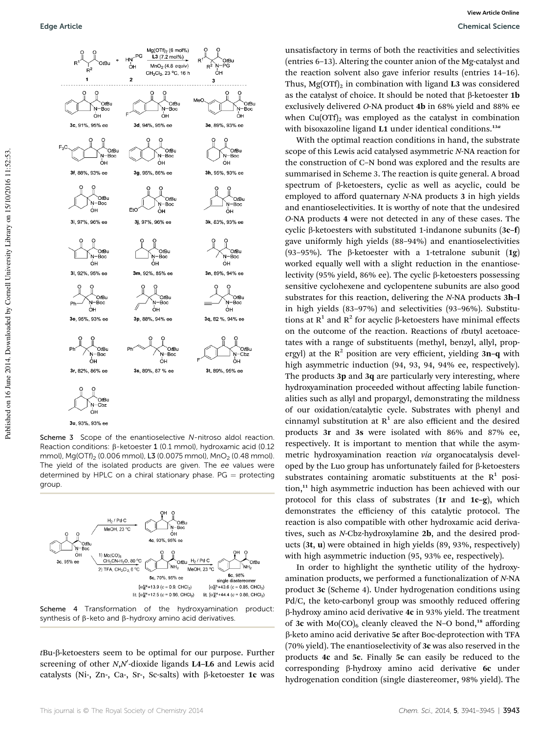Scheme 3 Scope of the enantioselective *N*-nitroso aldol reaction. Reaction conditions: β-ketoester **1** (0.1 mmol), hydroxamic acid (0.12 mmol), $Mg(OTf)_2$ (0.006 mmol), **L3** (0.0075 mmol), $MnO_2$ (0.48 mmol). The yield of the isolated products are given. The *ee* values were determined by HPLC on a chiral stationary phase. PG = protecting group.

Scheme 4 Transformation of the hydroxyamination product: synthesis of β-keto and β-hydroxy amino acid derivatives.

*t*Bu-β-ketoesters seem to be optimal for our purpose. Further screening of other *N*,*N*′-dioxide ligands **L4–L6** and Lewis acid catalysts (Ni-, Zn-, Ca-, Sr-, Sc-salts) with β-ketoester **1c** was unsatisfactory in terms of both the reactivities and selectivities (entries 6–13). Altering the counter anion of the Mg-catalyst and the reaction solvent also gave inferior results (entries 14–16). Thus, $Mg(OTf)_2$ in combination with ligand **L3** was considered as the catalyst of choice. It should be noted that β-ketoester **1b** exclusively delivered *O*-NA product **4b** in 68% yield and 88% ee when $Cu(OTf)_2$ was employed as the catalyst in combination with bisoxazoline ligand **L1** under identical conditions.[13a]

With the optimal reaction conditions in hand, the substrate scope of this Lewis acid catalysed asymmetric *N*-NA reaction for the construction of C–N bond was explored and the results are summarised in Scheme 3. The reaction is quite general. A broad spectrum of β-ketoesters, cyclic as well as acyclic, could be employed to afford quaternary *N*-NA products **3** in high yields and enantioselectivities. It is worthy of note that the undesired *O*-NA products **4** were not detected in any of these cases. The cyclic β-ketoesters with substituted 1-indanone subunits (**3c–f**) gave uniformly high yields (88–94%) and enantioselectivities (93–95%). The β-ketoester with a 1-tetralone subunit (**1g**) worked equally well with a slight reduction in the enantioselectivity (95% yield, 86% ee). The cyclic β-ketoesters possessing sensitive cyclohexene and cyclopentene subunits are also good substrates for this reaction, delivering the *N*-NA products **3h–l** in high yields (83–97%) and selectivities (93–96%). Substitutions at $R^1$ and $R^2$ for acyclic β-ketoesters have minimal effects on the outcome of the reaction. Reactions of *t*butyl acetoacetates with a range of substituents (methyl, benzyl, allyl, propergyl) at the $R^2$ position are very efficient, yielding **3n–q** with high asymmetric induction (94, 93, 94, 94% ee, respectively). The products **3p** and **3q** are particularly very interesting, where hydroxyamination proceeded without affecting labile functionalities such as allyl and propargyl, demonstrating the mildness of our oxidation/catalytic cycle. Substrates with phenyl and cinnamyl substitution at $R^1$ are also efficient and the desired products **3r** and **3s** were isolated with 86% and 87% ee, respectively. It is important to mention that while the asymmetric hydroxyamination reaction *via* organocatalysis developed by the Luo group has unfortunately failed for β-ketoesters substrates containing aromatic substituents at the $R^1$ position,[11] high asymmetric induction has been achieved with our protocol for this class of substrates (**1r** and **1c–g**), which demonstrates the efficiency of this catalytic protocol. The reaction is also compatible with other hydroxamic acid derivatives, such as *N*-Cbz-hydroxylamine **2b**, and the desired products (**3t**, **u**) were obtained in high yields (89, 93%, respectively) with high asymmetric induction (95, 93% ee, respectively).

In order to highlight the synthetic utility of the hydroxyamination products, we performed a functionalization of *N*-NA product **3c** (Scheme 4). Under hydrogenation conditions using Pd/C, the keto-carbonyl group was smoothly reduced offering β-hydroxy amino acid derivative **4c** in 93% yield. The treatment of **3c** with $Mo(CO)_6$ cleanly cleaved the N–O bond,[18] affording β-keto amino acid derivative **5c** after Boc-deprotection with TFA (70% yield). The enantioselectivity of **3c** was also reserved in the products **4c** and **5c**. Finally **5c** can easily be reduced to the corresponding β-hydroxy amino acid derivative **6c** under hydrogenation condition (single diastereomer, 98% yield). The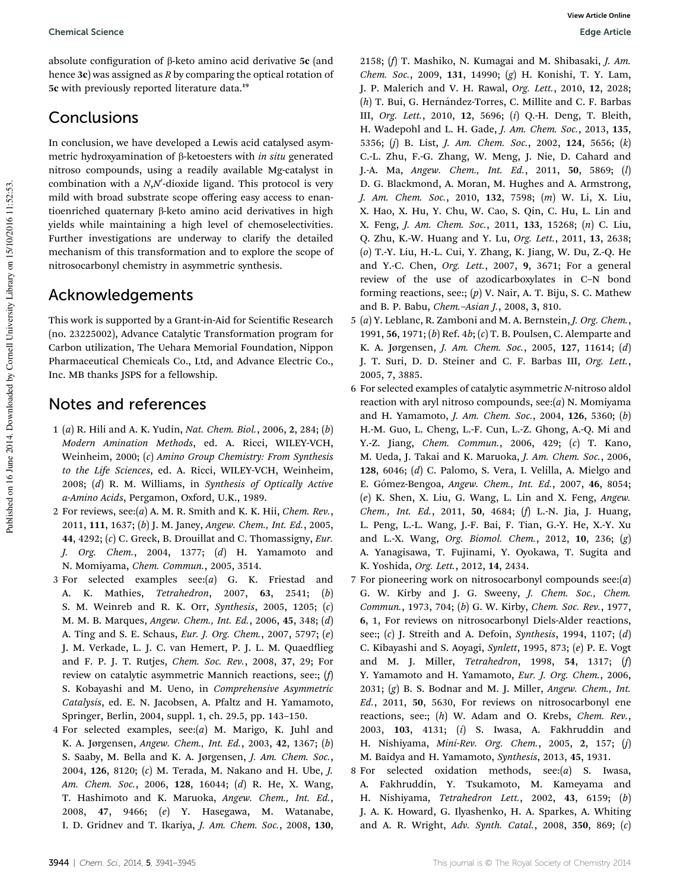absolute configuration of β-keto amino acid derivative **5c** (and hence **3c**) was assigned as *R* by comparing the optical rotation of **5c** with previously reported literature data.[19]

## Conclusions

In conclusion, we have developed a Lewis acid catalysed asymmetric hydroxyamination of β-ketoesters with *in situ* generated nitroso compounds, using a readily available Mg-catalyst in combination with a *N*,*N*′-dioxide ligand. This protocol is very mild with broad substrate scope offering easy access to enantioenriched quaternary β-keto amino acid derivatives in high yields while maintaining a high level of chemoselectivities. Further investigations are underway to clarify the detailed mechanism of this transformation and to explore the scope of nitrosocarbonyl chemistry in asymmetric synthesis.

## Acknowledgements

This work is supported by a Grant-in-Aid for Scientific Research (no. 23225002), Advance Catalytic Transformation program for Carbon utilization, The Uehara Memorial Foundation, Nippon Pharmaceutical Chemicals Co., Ltd, and Advance Electric Co., Inc. MB thanks JSPS for a fellowship.

## Notes and references

1 (*a*) R. Hili and A. K. Yudin, *Nat. Chem. Biol.*, 2006, **2**, 284; (*b*) *Modern Amination Methods*, ed. A. Ricci, WILEY-VCH, Weinheim, 2000; (*c*) *Amino Group Chemistry: From Synthesis to the Life Sciences*, ed. A. Ricci, WILEY-VCH, Weinheim, 2008; (*d*) R. M. Williams, in *Synthesis of Optically Active a-Amino Acids*, Pergamon, Oxford, U.K., 1989.

2 For reviews, see:(*a*) A. M. R. Smith and K. K. Hii, *Chem. Rev.*, 2011, **111**, 1637; (*b*) J. M. Janey, *Angew. Chem., Int. Ed.*, 2005, **44**, 4292; (*c*) C. Greck, B. Drouillat and C. Thomassigny, *Eur. J. Org. Chem.*, 2004, 1377; (*d*) H. Yamamoto and N. Momiyama, *Chem. Commun.*, 2005, 3514.

3 For selected examples see:(*a*) G. K. Friestad and A. K. Mathies, *Tetrahedron*, 2007, **63**, 2541; (*b*) S. M. Weinreb and R. K. Orr, *Synthesis*, 2005, 1205; (*c*) M. M. B. Marques, *Angew. Chem., Int. Ed.*, 2006, **45**, 348; (*d*) A. Ting and S. E. Schaus, *Eur. J. Org. Chem.*, 2007, 5797; (*e*) J. M. Verkade, L. J. C. van Hemert, P. J. L. M. Quaedflieg and F. P. J. T. Rutjes, *Chem. Soc. Rev.*, 2008, **37**, 29; For review on catalytic asymmetric Mannich reactions, see:; (*f*) S. Kobayashi and M. Ueno, in *Comprehensive Asymmetric Catalysis*, ed. E. N. Jacobsen, A. Pfaltz and H. Yamamoto, Springer, Berlin, 2004, suppl. 1, ch. 29.5, pp. 143–150.

4 For selected examples, see:(*a*) M. Marigo, K. Juhl and K. A. Jørgensen, *Angew. Chem., Int. Ed.*, 2003, **42**, 1367; (*b*) S. Saaby, M. Bella and K. A. Jørgensen, *J. Am. Chem. Soc.*, 2004, **126**, 8120; (*c*) M. Terada, M. Nakano and H. Ube, *J. Am. Chem. Soc.*, 2006, **128**, 16044; (*d*) R. He, X. Wang, T. Hashimoto and K. Maruoka, *Angew. Chem., Int. Ed.*, 2008, **47**, 9466; (*e*) Y. Hasegawa, M. Watanabe, I. D. Gridnev and T. Ikariya, *J. Am. Chem. Soc.*, 2008, **130**, 2158; (*f*) T. Mashiko, N. Kumagai and M. Shibasaki, *J. Am. Chem. Soc.*, 2009, **131**, 14990; (*g*) H. Konishi, T. Y. Lam, J. P. Malerich and V. H. Rawal, *Org. Lett.*, 2010, **12**, 2028; (*h*) T. Bui, G. Hernández-Torres, C. Millite and C. F. Barbas III, *Org. Lett.*, 2010, **12**, 5696; (*i*) Q.-H. Deng, T. Bleith, H. Wadepohl and L. H. Gade, *J. Am. Chem. Soc.*, 2013, **135**, 5356; (*j*) B. List, *J. Am. Chem. Soc.*, 2002, **124**, 5656; (*k*) C.-L. Zhu, F.-G. Zhang, W. Meng, J. Nie, D. Cahard and J.-A. Ma, *Angew. Chem., Int. Ed.*, 2011, **50**, 5869; (*l*) D. G. Blackmond, A. Moran, M. Hughes and A. Armstrong, *J. Am. Chem. Soc.*, 2010, **132**, 7598; (*m*) W. Li, X. Liu, X. Hao, X. Hu, Y. Chu, W. Cao, S. Qin, C. Hu, L. Lin and X. Feng, *J. Am. Chem. Soc.*, 2011, **133**, 15268; (*n*) C. Liu, Q. Zhu, K.-W. Huang and Y. Lu, *Org. Lett.*, 2011, **13**, 2638; (*o*) T.-Y. Liu, H.-L. Cui, Y. Zhang, K. Jiang, W. Du, Z.-Q. He and Y.-C. Chen, *Org. Lett.*, 2007, **9**, 3671; For a general review of the use of azodicarboxylates in C–N bond forming reactions, see:; (*p*) V. Nair, A. T. Biju, S. C. Mathew and B. P. Babu, *Chem.–Asian J.*, 2008, **3**, 810.

5 (*a*) Y. Leblanc, R. Zamboni and M. A. Bernstein, *J. Org. Chem.*, 1991, **56**, 1971; (*b*) Ref. 4*b*; (*c*) T. B. Poulsen, C. Alemparte and K. A. Jørgensen, *J. Am. Chem. Soc.*, 2005, **127**, 11614; (*d*) J. T. Suri, D. D. Steiner and C. F. Barbas III, *Org. Lett.*, 2005, **7**, 3885.

6 For selected examples of catalytic asymmetric *N*-nitroso aldol reaction with aryl nitroso compounds, see:(*a*) N. Momiyama and H. Yamamoto, *J. Am. Chem. Soc.*, 2004, **126**, 5360; (*b*) H.-M. Guo, L. Cheng, L.-F. Cun, L.-Z. Ghong, A.-Q. Mi and Y.-Z. Jiang, *Chem. Commun.*, 2006, 429; (*c*) T. Kano, M. Ueda, J. Takai and K. Maruoka, *J. Am. Chem. Soc.*, 2006, **128**, 6046; (*d*) C. Palomo, S. Vera, I. Velilla, A. Mielgo and E. Gómez-Bengoa, *Angew. Chem., Int. Ed.*, 2007, **46**, 8054; (*e*) K. Shen, X. Liu, G. Wang, L. Lin and X. Feng, *Angew. Chem., Int. Ed.*, 2011, **50**, 4684; (*f*) L.-N. Jia, J. Huang, L. Peng, L.-L. Wang, J.-F. Bai, F. Tian, G.-Y. He, X.-Y. Xu and L.-X. Wang, *Org. Biomol. Chem.*, 2012, **10**, 236; (*g*) A. Yanagisawa, T. Fujinami, Y. Oyokawa, T. Sugita and K. Yoshida, *Org. Lett.*, 2012, **14**, 2434.

7 For pioneering work on nitrosocarbonyl compounds see:(*a*) G. W. Kirby and J. G. Sweeny, *J. Chem. Soc., Chem. Commun.*, 1973, 704; (*b*) G. W. Kirby, *Chem. Soc. Rev.*, 1977, **6**, 1, For reviews on nitrosocarbonyl Diels-Alder reactions, see:; (*c*) J. Streith and A. Defoin, *Synthesis*, 1994, 1107; (*d*) C. Kibayashi and S. Aoyagi, *Synlett*, 1995, 873; (*e*) P. E. Vogt and M. J. Miller, *Tetrahedron*, 1998, **54**, 1317; (*f*) Y. Yamamoto and H. Yamamoto, *Eur. J. Org. Chem.*, 2006, 2031; (*g*) B. S. Bodnar and M. J. Miller, *Angew. Chem., Int. Ed.*, 2011, **50**, 5630, For reviews on nitrosocarbonyl ene reactions, see:; (*h*) W. Adam and O. Krebs, *Chem. Rev.*, 2003, **103**, 4131; (*i*) S. Iwasa, A. Fakhruddin and H. Nishiyama, *Mini-Rev. Org. Chem.*, 2005, **2**, 157; (*j*) M. Baidya and H. Yamamoto, *Synthesis*, 2013, **45**, 1931.

8 For selected oxidation methods, see:(*a*) S. Iwasa, A. Fakhruddin, Y. Tsukamoto, M. Kameyama and H. Nishiyama, *Tetrahedron Lett.*, 2002, **43**, 6159; (*b*) J. A. K. Howard, G. Ilyashenko, H. A. Sparkes, A. Whiting and A. R. Wright, *Adv. Synth. Catal.*, 2008, **350**, 869; (*c*)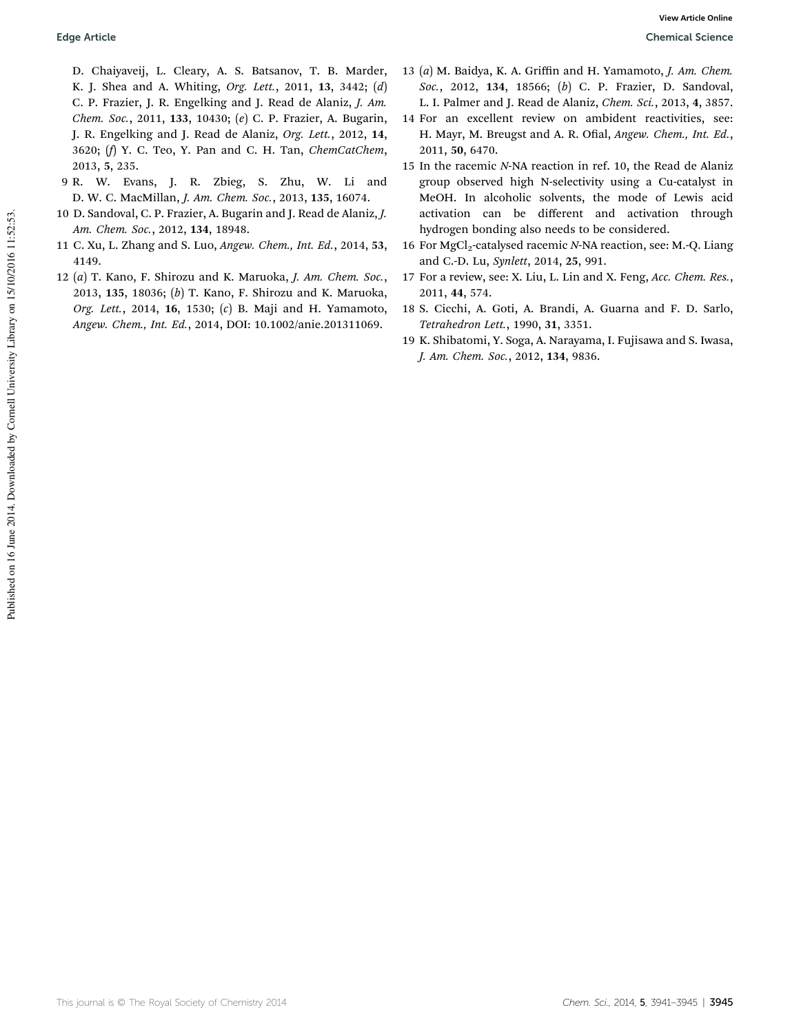D. Chaiyaveij, L. Cleary, A. S. Batsanov, T. B. Marder, K. J. Shea and A. Whiting, *Org. Lett.*, 2011, **13**, 3442; (*d*) C. P. Frazier, J. R. Engelking and J. Read de Alaniz, *J. Am. Chem. Soc.*, 2011, **133**, 10430; (*e*) C. P. Frazier, A. Bugarin, J. R. Engelking and J. Read de Alaniz, *Org. Lett.*, 2012, **14**, 3620; (*f*) Y. C. Teo, Y. Pan and C. H. Tan, *ChemCatChem*, 2013, **5**, 235.

9 R. W. Evans, J. R. Zbieg, S. Zhu, W. Li and D. W. C. MacMillan, *J. Am. Chem. Soc.*, 2013, **135**, 16074.

10 D. Sandoval, C. P. Frazier, A. Bugarin and J. Read de Alaniz, *J. Am. Chem. Soc.*, 2012, **134**, 18948.

11 C. Xu, L. Zhang and S. Luo, *Angew. Chem., Int. Ed.*, 2014, **53**, 4149.

12 (*a*) T. Kano, F. Shirozu and K. Maruoka, *J. Am. Chem. Soc.*, 2013, **135**, 18036; (*b*) T. Kano, F. Shirozu and K. Maruoka, *Org. Lett.*, 2014, **16**, 1530; (*c*) B. Maji and H. Yamamoto, *Angew. Chem., Int. Ed.*, 2014, DOI: 10.1002/anie.201311069.

13 (*a*) M. Baidya, K. A. Griffin and H. Yamamoto, *J. Am. Chem. Soc.*, 2012, **134**, 18566; (*b*) C. P. Frazier, D. Sandoval, L. I. Palmer and J. Read de Alaniz, *Chem. Sci.*, 2013, **4**, 3857.

14 For an excellent review on ambident reactivities, see: H. Mayr, M. Breugst and A. R. Ofial, *Angew. Chem., Int. Ed.*, 2011, **50**, 6470.

15 In the racemic *N*-NA reaction in ref. 10, the Read de Alaniz group observed high N-selectivity using a Cu-catalyst in MeOH. In alcoholic solvents, the mode of Lewis acid activation can be different and activation through hydrogen bonding also needs to be considered.

16 For $MgCl_2$-catalysed racemic *N*-NA reaction, see: M.-Q. Liang and C.-D. Lu, *Synlett*, 2014, **25**, 991.

17 For a review, see: X. Liu, L. Lin and X. Feng, *Acc. Chem. Res.*, 2011, **44**, 574.

18 S. Cicchi, A. Goti, A. Brandi, A. Guarna and F. D. Sarlo, *Tetrahedron Lett.*, 1990, **31**, 3351.

19 K. Shibatomi, Y. Soga, A. Narayama, I. Fujisawa and S. Iwasa, *J. Am. Chem. Soc.*, 2012, **134**, 9836.